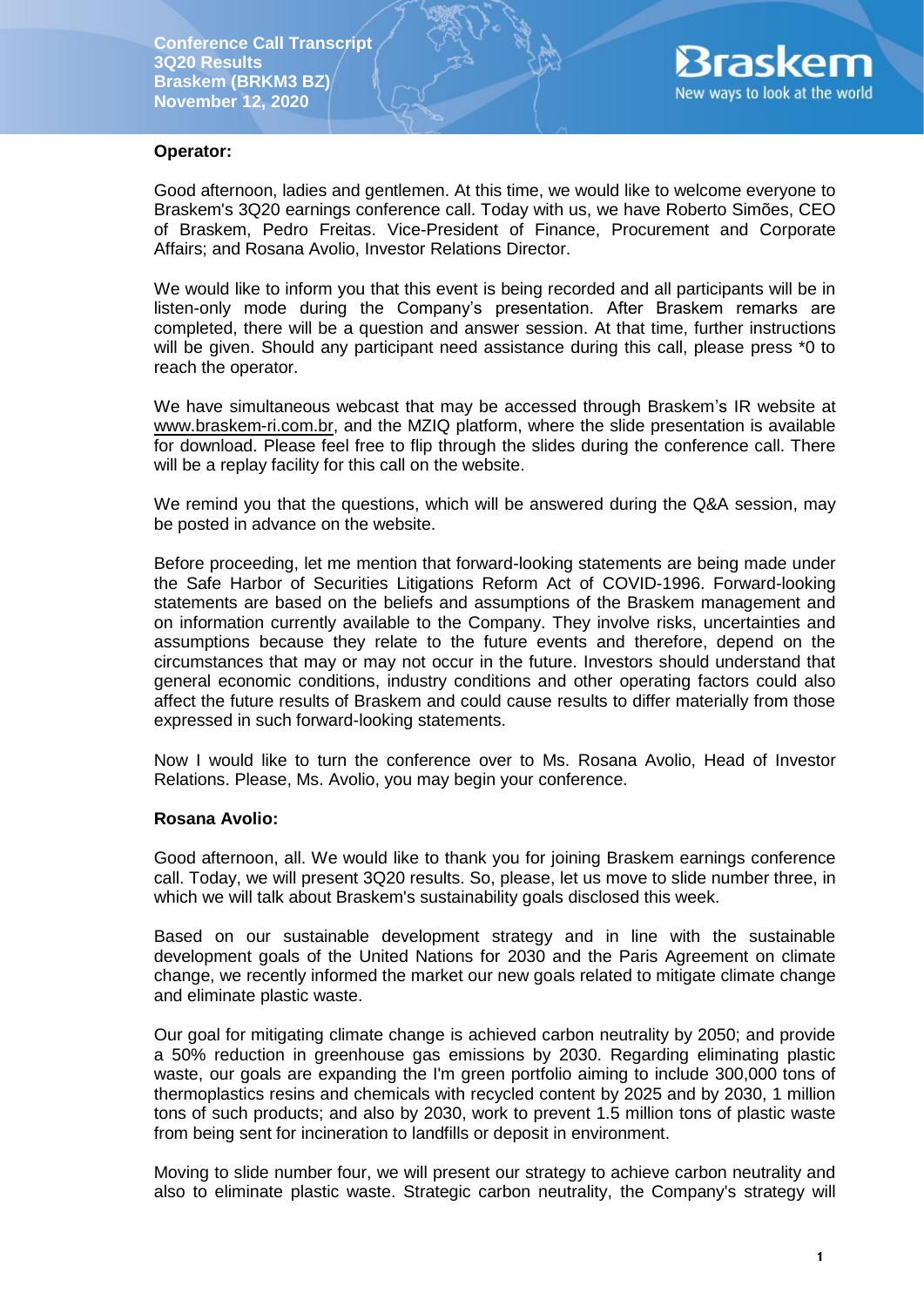**Conference Call Transcript**
**3Q20 Results**
**Braskem (BRKM3 BZ)**
**November 12, 2020**

**Operator:**

Good afternoon, ladies and gentlemen. At this time, we would like to welcome everyone to Braskem's 3Q20 earnings conference call. Today with us, we have Roberto Simões, CEO of Braskem, Pedro Freitas. Vice-President of Finance, Procurement and Corporate Affairs; and Rosana Avolio, Investor Relations Director.

We would like to inform you that this event is being recorded and all participants will be in listen-only mode during the Company's presentation. After Braskem remarks are completed, there will be a question and answer session. At that time, further instructions will be given. Should any participant need assistance during this call, please press *0 to reach the operator.

We have simultaneous webcast that may be accessed through Braskem's IR website at www.braskem-ri.com.br, and the MZIQ platform, where the slide presentation is available for download. Please feel free to flip through the slides during the conference call. There will be a replay facility for this call on the website.

We remind you that the questions, which will be answered during the Q&A session, may be posted in advance on the website.

Before proceeding, let me mention that forward-looking statements are being made under the Safe Harbor of Securities Litigations Reform Act of COVID-1996. Forward-looking statements are based on the beliefs and assumptions of the Braskem management and on information currently available to the Company. They involve risks, uncertainties and assumptions because they relate to the future events and therefore, depend on the circumstances that may or may not occur in the future. Investors should understand that general economic conditions, industry conditions and other operating factors could also affect the future results of Braskem and could cause results to differ materially from those expressed in such forward-looking statements.

Now I would like to turn the conference over to Ms. Rosana Avolio, Head of Investor Relations. Please, Ms. Avolio, you may begin your conference.

**Rosana Avolio:**

Good afternoon, all. We would like to thank you for joining Braskem earnings conference call. Today, we will present 3Q20 results. So, please, let us move to slide number three, in which we will talk about Braskem's sustainability goals disclosed this week.

Based on our sustainable development strategy and in line with the sustainable development goals of the United Nations for 2030 and the Paris Agreement on climate change, we recently informed the market our new goals related to mitigate climate change and eliminate plastic waste.

Our goal for mitigating climate change is achieved carbon neutrality by 2050; and provide a 50% reduction in greenhouse gas emissions by 2030. Regarding eliminating plastic waste, our goals are expanding the I'm green portfolio aiming to include 300,000 tons of thermoplastics resins and chemicals with recycled content by 2025 and by 2030, 1 million tons of such products; and also by 2030, work to prevent 1.5 million tons of plastic waste from being sent for incineration to landfills or deposit in environment.

Moving to slide number four, we will present our strategy to achieve carbon neutrality and also to eliminate plastic waste. Strategic carbon neutrality, the Company's strategy will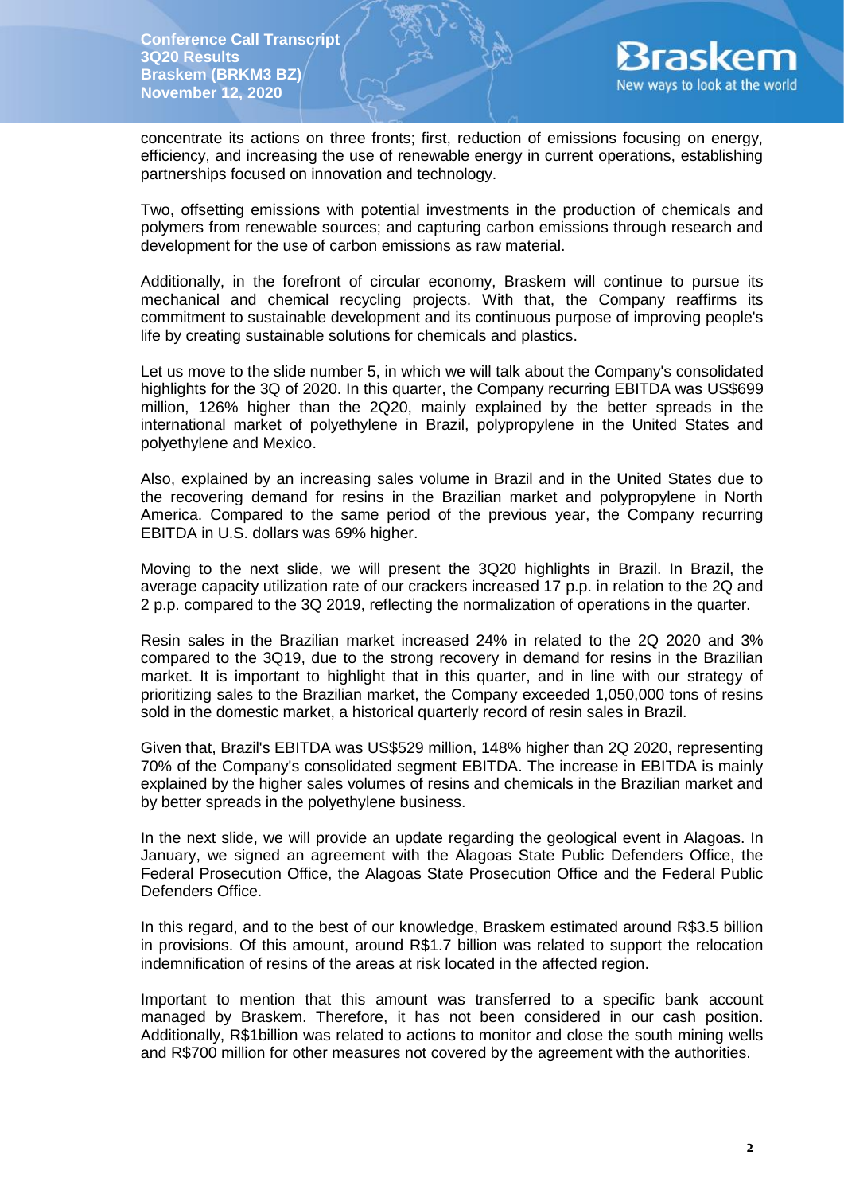concentrate its actions on three fronts; first, reduction of emissions focusing on energy, efficiency, and increasing the use of renewable energy in current operations, establishing partnerships focused on innovation and technology.

Two, offsetting emissions with potential investments in the production of chemicals and polymers from renewable sources; and capturing carbon emissions through research and development for the use of carbon emissions as raw material.

Additionally, in the forefront of circular economy, Braskem will continue to pursue its mechanical and chemical recycling projects. With that, the Company reaffirms its commitment to sustainable development and its continuous purpose of improving people's life by creating sustainable solutions for chemicals and plastics.

Let us move to the slide number 5, in which we will talk about the Company's consolidated highlights for the 3Q of 2020. In this quarter, the Company recurring EBITDA was US$699 million, 126% higher than the 2Q20, mainly explained by the better spreads in the international market of polyethylene in Brazil, polypropylene in the United States and polyethylene and Mexico.

Also, explained by an increasing sales volume in Brazil and in the United States due to the recovering demand for resins in the Brazilian market and polypropylene in North America. Compared to the same period of the previous year, the Company recurring EBITDA in U.S. dollars was 69% higher.

Moving to the next slide, we will present the 3Q20 highlights in Brazil. In Brazil, the average capacity utilization rate of our crackers increased 17 p.p. in relation to the 2Q and 2 p.p. compared to the 3Q 2019, reflecting the normalization of operations in the quarter.

Resin sales in the Brazilian market increased 24% in related to the 2Q 2020 and 3% compared to the 3Q19, due to the strong recovery in demand for resins in the Brazilian market. It is important to highlight that in this quarter, and in line with our strategy of prioritizing sales to the Brazilian market, the Company exceeded 1,050,000 tons of resins sold in the domestic market, a historical quarterly record of resin sales in Brazil.

Given that, Brazil's EBITDA was US$529 million, 148% higher than 2Q 2020, representing 70% of the Company's consolidated segment EBITDA. The increase in EBITDA is mainly explained by the higher sales volumes of resins and chemicals in the Brazilian market and by better spreads in the polyethylene business.

In the next slide, we will provide an update regarding the geological event in Alagoas. In January, we signed an agreement with the Alagoas State Public Defenders Office, the Federal Prosecution Office, the Alagoas State Prosecution Office and the Federal Public Defenders Office.

In this regard, and to the best of our knowledge, Braskem estimated around R$3.5 billion in provisions. Of this amount, around R$1.7 billion was related to support the relocation indemnification of resins of the areas at risk located in the affected region.

Important to mention that this amount was transferred to a specific bank account managed by Braskem. Therefore, it has not been considered in our cash position. Additionally, R$1billion was related to actions to monitor and close the south mining wells and R$700 million for other measures not covered by the agreement with the authorities.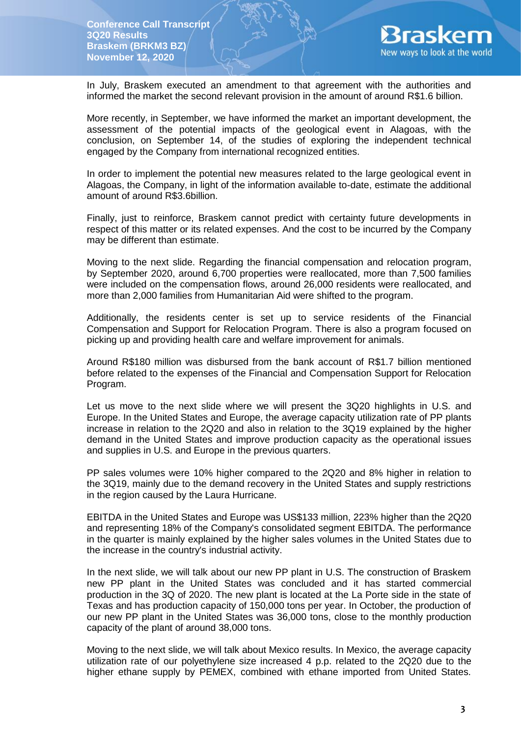In July, Braskem executed an amendment to that agreement with the authorities and informed the market the second relevant provision in the amount of around R$1.6 billion.

More recently, in September, we have informed the market an important development, the assessment of the potential impacts of the geological event in Alagoas, with the conclusion, on September 14, of the studies of exploring the independent technical engaged by the Company from international recognized entities.

In order to implement the potential new measures related to the large geological event in Alagoas, the Company, in light of the information available to-date, estimate the additional amount of around R$3.6billion.

Finally, just to reinforce, Braskem cannot predict with certainty future developments in respect of this matter or its related expenses. And the cost to be incurred by the Company may be different than estimate.

Moving to the next slide. Regarding the financial compensation and relocation program, by September 2020, around 6,700 properties were reallocated, more than 7,500 families were included on the compensation flows, around 26,000 residents were reallocated, and more than 2,000 families from Humanitarian Aid were shifted to the program.

Additionally, the residents center is set up to service residents of the Financial Compensation and Support for Relocation Program. There is also a program focused on picking up and providing health care and welfare improvement for animals.

Around R$180 million was disbursed from the bank account of R$1.7 billion mentioned before related to the expenses of the Financial and Compensation Support for Relocation Program.

Let us move to the next slide where we will present the 3Q20 highlights in U.S. and Europe. In the United States and Europe, the average capacity utilization rate of PP plants increase in relation to the 2Q20 and also in relation to the 3Q19 explained by the higher demand in the United States and improve production capacity as the operational issues and supplies in U.S. and Europe in the previous quarters.

PP sales volumes were 10% higher compared to the 2Q20 and 8% higher in relation to the 3Q19, mainly due to the demand recovery in the United States and supply restrictions in the region caused by the Laura Hurricane.

EBITDA in the United States and Europe was US$133 million, 223% higher than the 2Q20 and representing 18% of the Company's consolidated segment EBITDA. The performance in the quarter is mainly explained by the higher sales volumes in the United States due to the increase in the country's industrial activity.

In the next slide, we will talk about our new PP plant in U.S. The construction of Braskem new PP plant in the United States was concluded and it has started commercial production in the 3Q of 2020. The new plant is located at the La Porte side in the state of Texas and has production capacity of 150,000 tons per year. In October, the production of our new PP plant in the United States was 36,000 tons, close to the monthly production capacity of the plant of around 38,000 tons.

Moving to the next slide, we will talk about Mexico results. In Mexico, the average capacity utilization rate of our polyethylene size increased 4 p.p. related to the 2Q20 due to the higher ethane supply by PEMEX, combined with ethane imported from United States.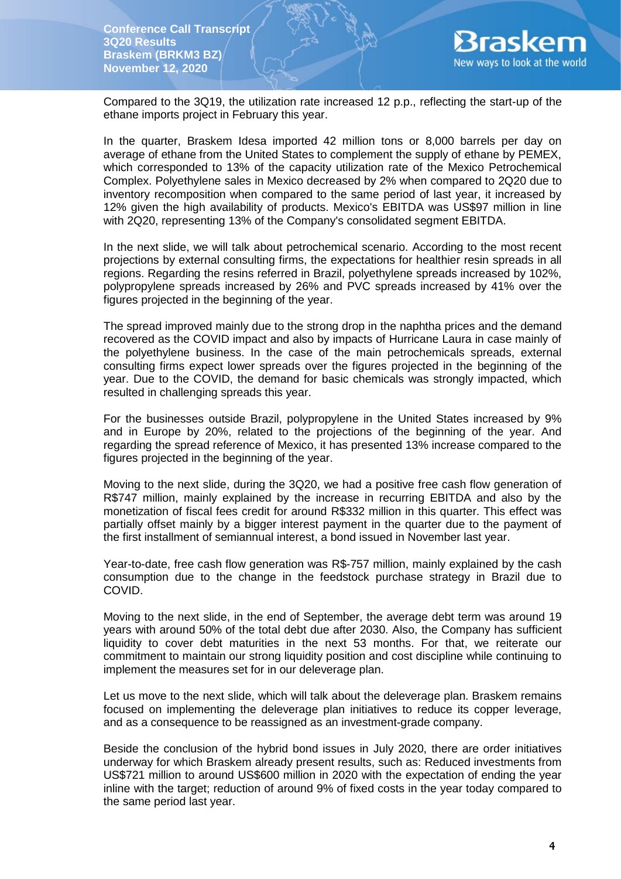Compared to the 3Q19, the utilization rate increased 12 p.p., reflecting the start-up of the ethane imports project in February this year.

In the quarter, Braskem Idesa imported 42 million tons or 8,000 barrels per day on average of ethane from the United States to complement the supply of ethane by PEMEX, which corresponded to 13% of the capacity utilization rate of the Mexico Petrochemical Complex. Polyethylene sales in Mexico decreased by 2% when compared to 2Q20 due to inventory recomposition when compared to the same period of last year, it increased by 12% given the high availability of products. Mexico's EBITDA was US$97 million in line with 2Q20, representing 13% of the Company's consolidated segment EBITDA.

In the next slide, we will talk about petrochemical scenario. According to the most recent projections by external consulting firms, the expectations for healthier resin spreads in all regions. Regarding the resins referred in Brazil, polyethylene spreads increased by 102%, polypropylene spreads increased by 26% and PVC spreads increased by 41% over the figures projected in the beginning of the year.

The spread improved mainly due to the strong drop in the naphtha prices and the demand recovered as the COVID impact and also by impacts of Hurricane Laura in case mainly of the polyethylene business. In the case of the main petrochemicals spreads, external consulting firms expect lower spreads over the figures projected in the beginning of the year. Due to the COVID, the demand for basic chemicals was strongly impacted, which resulted in challenging spreads this year.

For the businesses outside Brazil, polypropylene in the United States increased by 9% and in Europe by 20%, related to the projections of the beginning of the year. And regarding the spread reference of Mexico, it has presented 13% increase compared to the figures projected in the beginning of the year.

Moving to the next slide, during the 3Q20, we had a positive free cash flow generation of R$747 million, mainly explained by the increase in recurring EBITDA and also by the monetization of fiscal fees credit for around R$332 million in this quarter. This effect was partially offset mainly by a bigger interest payment in the quarter due to the payment of the first installment of semiannual interest, a bond issued in November last year.

Year-to-date, free cash flow generation was R$-757 million, mainly explained by the cash consumption due to the change in the feedstock purchase strategy in Brazil due to COVID.

Moving to the next slide, in the end of September, the average debt term was around 19 years with around 50% of the total debt due after 2030. Also, the Company has sufficient liquidity to cover debt maturities in the next 53 months. For that, we reiterate our commitment to maintain our strong liquidity position and cost discipline while continuing to implement the measures set for in our deleverage plan.

Let us move to the next slide, which will talk about the deleverage plan. Braskem remains focused on implementing the deleverage plan initiatives to reduce its copper leverage, and as a consequence to be reassigned as an investment-grade company.

Beside the conclusion of the hybrid bond issues in July 2020, there are order initiatives underway for which Braskem already present results, such as: Reduced investments from US$721 million to around US$600 million in 2020 with the expectation of ending the year inline with the target; reduction of around 9% of fixed costs in the year today compared to the same period last year.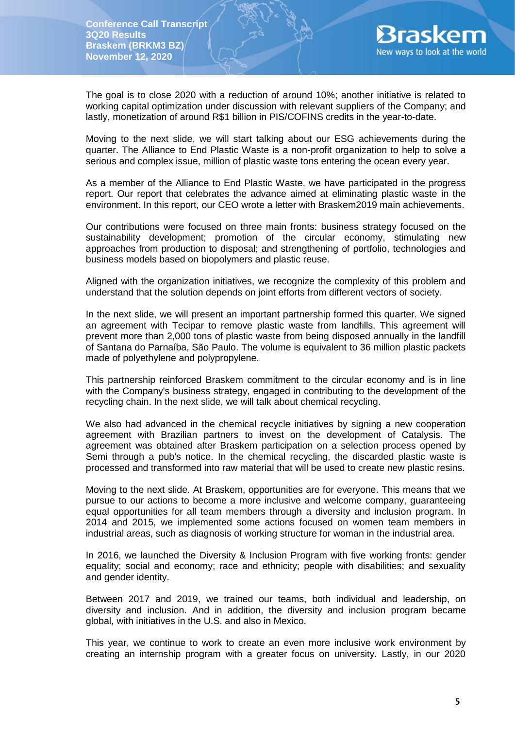The goal is to close 2020 with a reduction of around 10%; another initiative is related to working capital optimization under discussion with relevant suppliers of the Company; and lastly, monetization of around R$1 billion in PIS/COFINS credits in the year-to-date.

Moving to the next slide, we will start talking about our ESG achievements during the quarter. The Alliance to End Plastic Waste is a non-profit organization to help to solve a serious and complex issue, million of plastic waste tons entering the ocean every year.

As a member of the Alliance to End Plastic Waste, we have participated in the progress report. Our report that celebrates the advance aimed at eliminating plastic waste in the environment. In this report, our CEO wrote a letter with Braskem2019 main achievements.

Our contributions were focused on three main fronts: business strategy focused on the sustainability development; promotion of the circular economy, stimulating new approaches from production to disposal; and strengthening of portfolio, technologies and business models based on biopolymers and plastic reuse.

Aligned with the organization initiatives, we recognize the complexity of this problem and understand that the solution depends on joint efforts from different vectors of society.

In the next slide, we will present an important partnership formed this quarter. We signed an agreement with Tecipar to remove plastic waste from landfills. This agreement will prevent more than 2,000 tons of plastic waste from being disposed annually in the landfill of Santana do Parnaíba, São Paulo. The volume is equivalent to 36 million plastic packets made of polyethylene and polypropylene.

This partnership reinforced Braskem commitment to the circular economy and is in line with the Company's business strategy, engaged in contributing to the development of the recycling chain. In the next slide, we will talk about chemical recycling.

We also had advanced in the chemical recycle initiatives by signing a new cooperation agreement with Brazilian partners to invest on the development of Catalysis. The agreement was obtained after Braskem participation on a selection process opened by Semi through a pub's notice. In the chemical recycling, the discarded plastic waste is processed and transformed into raw material that will be used to create new plastic resins.

Moving to the next slide. At Braskem, opportunities are for everyone. This means that we pursue to our actions to become a more inclusive and welcome company, guaranteeing equal opportunities for all team members through a diversity and inclusion program. In 2014 and 2015, we implemented some actions focused on women team members in industrial areas, such as diagnosis of working structure for woman in the industrial area.

In 2016, we launched the Diversity & Inclusion Program with five working fronts: gender equality; social and economy; race and ethnicity; people with disabilities; and sexuality and gender identity.

Between 2017 and 2019, we trained our teams, both individual and leadership, on diversity and inclusion. And in addition, the diversity and inclusion program became global, with initiatives in the U.S. and also in Mexico.

This year, we continue to work to create an even more inclusive work environment by creating an internship program with a greater focus on university. Lastly, in our 2020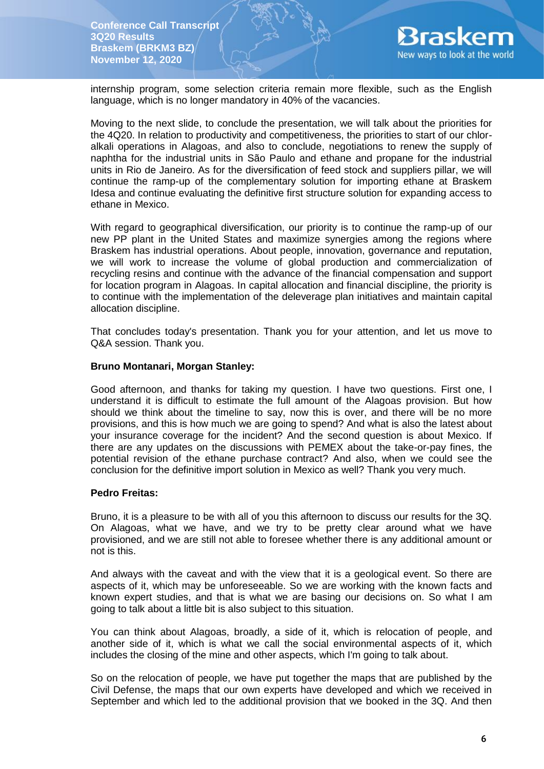internship program, some selection criteria remain more flexible, such as the English language, which is no longer mandatory in 40% of the vacancies.

Moving to the next slide, to conclude the presentation, we will talk about the priorities for the 4Q20. In relation to productivity and competitiveness, the priorities to start of our chlor-alkali operations in Alagoas, and also to conclude, negotiations to renew the supply of naphtha for the industrial units in São Paulo and ethane and propane for the industrial units in Rio de Janeiro. As for the diversification of feed stock and suppliers pillar, we will continue the ramp-up of the complementary solution for importing ethane at Braskem Idesa and continue evaluating the definitive first structure solution for expanding access to ethane in Mexico.

With regard to geographical diversification, our priority is to continue the ramp-up of our new PP plant in the United States and maximize synergies among the regions where Braskem has industrial operations. About people, innovation, governance and reputation, we will work to increase the volume of global production and commercialization of recycling resins and continue with the advance of the financial compensation and support for location program in Alagoas. In capital allocation and financial discipline, the priority is to continue with the implementation of the deleverage plan initiatives and maintain capital allocation discipline.

That concludes today's presentation. Thank you for your attention, and let us move to Q&A session. Thank you.

**Bruno Montanari, Morgan Stanley:**

Good afternoon, and thanks for taking my question. I have two questions. First one, I understand it is difficult to estimate the full amount of the Alagoas provision. But how should we think about the timeline to say, now this is over, and there will be no more provisions, and this is how much we are going to spend? And what is also the latest about your insurance coverage for the incident? And the second question is about Mexico. If there are any updates on the discussions with PEMEX about the take-or-pay fines, the potential revision of the ethane purchase contract? And also, when we could see the conclusion for the definitive import solution in Mexico as well? Thank you very much.

**Pedro Freitas:**

Bruno, it is a pleasure to be with all of you this afternoon to discuss our results for the 3Q. On Alagoas, what we have, and we try to be pretty clear around what we have provisioned, and we are still not able to foresee whether there is any additional amount or not is this.

And always with the caveat and with the view that it is a geological event. So there are aspects of it, which may be unforeseeable. So we are working with the known facts and known expert studies, and that is what we are basing our decisions on. So what I am going to talk about a little bit is also subject to this situation.

You can think about Alagoas, broadly, a side of it, which is relocation of people, and another side of it, which is what we call the social environmental aspects of it, which includes the closing of the mine and other aspects, which I'm going to talk about.

So on the relocation of people, we have put together the maps that are published by the Civil Defense, the maps that our own experts have developed and which we received in September and which led to the additional provision that we booked in the 3Q. And then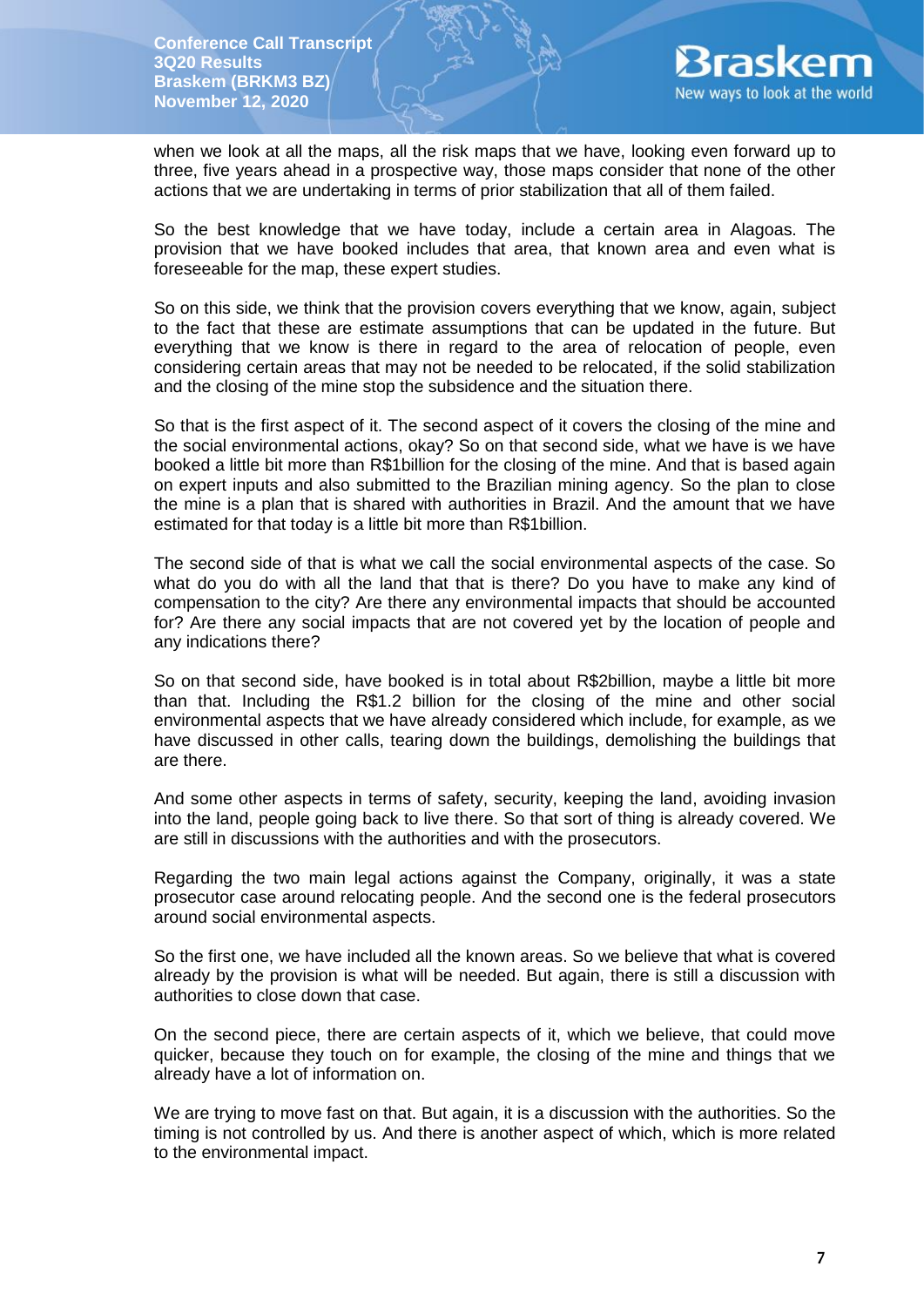when we look at all the maps, all the risk maps that we have, looking even forward up to three, five years ahead in a prospective way, those maps consider that none of the other actions that we are undertaking in terms of prior stabilization that all of them failed.

So the best knowledge that we have today, include a certain area in Alagoas. The provision that we have booked includes that area, that known area and even what is foreseeable for the map, these expert studies.

So on this side, we think that the provision covers everything that we know, again, subject to the fact that these are estimate assumptions that can be updated in the future. But everything that we know is there in regard to the area of relocation of people, even considering certain areas that may not be needed to be relocated, if the solid stabilization and the closing of the mine stop the subsidence and the situation there.

So that is the first aspect of it. The second aspect of it covers the closing of the mine and the social environmental actions, okay? So on that second side, what we have is we have booked a little bit more than R$1billion for the closing of the mine. And that is based again on expert inputs and also submitted to the Brazilian mining agency. So the plan to close the mine is a plan that is shared with authorities in Brazil. And the amount that we have estimated for that today is a little bit more than R$1billion.

The second side of that is what we call the social environmental aspects of the case. So what do you do with all the land that that is there? Do you have to make any kind of compensation to the city? Are there any environmental impacts that should be accounted for? Are there any social impacts that are not covered yet by the location of people and any indications there?

So on that second side, have booked is in total about R$2billion, maybe a little bit more than that. Including the R$1.2 billion for the closing of the mine and other social environmental aspects that we have already considered which include, for example, as we have discussed in other calls, tearing down the buildings, demolishing the buildings that are there.

And some other aspects in terms of safety, security, keeping the land, avoiding invasion into the land, people going back to live there. So that sort of thing is already covered. We are still in discussions with the authorities and with the prosecutors.

Regarding the two main legal actions against the Company, originally, it was a state prosecutor case around relocating people. And the second one is the federal prosecutors around social environmental aspects.

So the first one, we have included all the known areas. So we believe that what is covered already by the provision is what will be needed. But again, there is still a discussion with authorities to close down that case.

On the second piece, there are certain aspects of it, which we believe, that could move quicker, because they touch on for example, the closing of the mine and things that we already have a lot of information on.

We are trying to move fast on that. But again, it is a discussion with the authorities. So the timing is not controlled by us. And there is another aspect of which, which is more related to the environmental impact.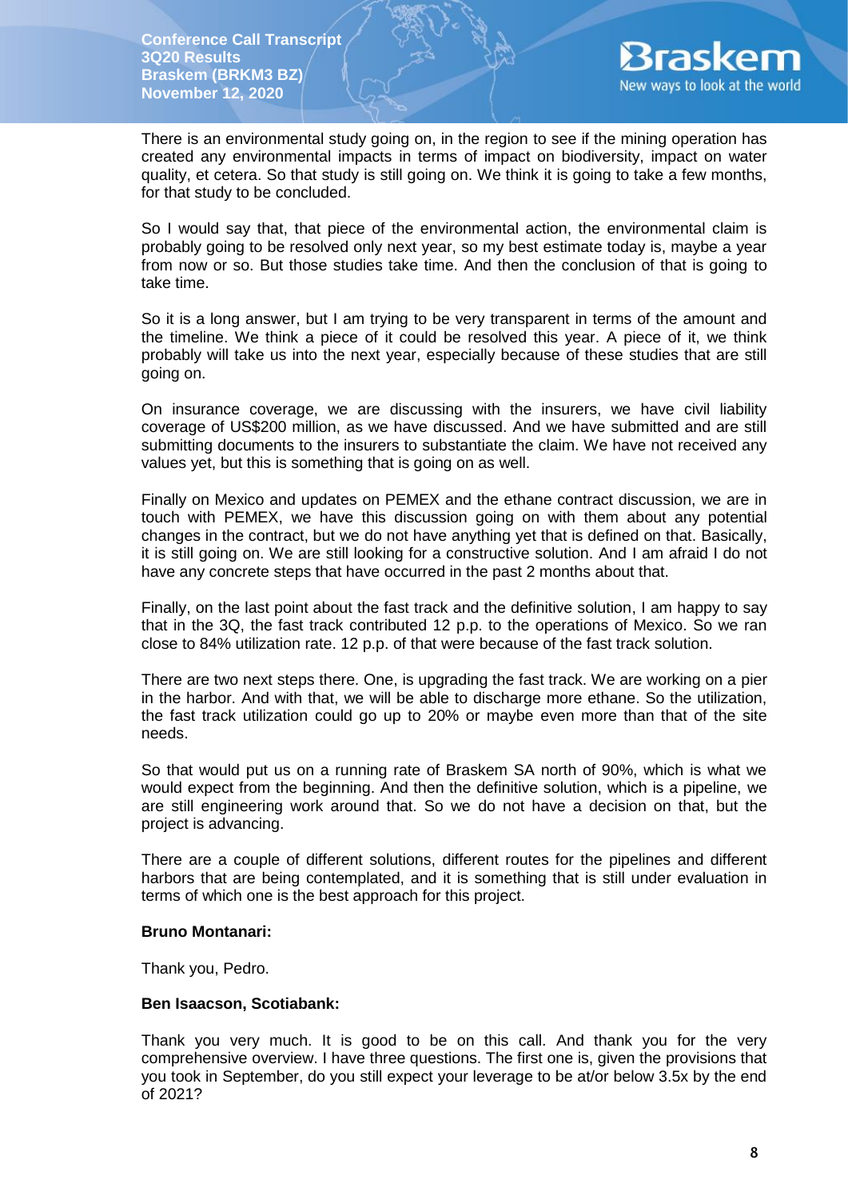There is an environmental study going on, in the region to see if the mining operation has created any environmental impacts in terms of impact on biodiversity, impact on water quality, et cetera. So that study is still going on. We think it is going to take a few months, for that study to be concluded.

So I would say that, that piece of the environmental action, the environmental claim is probably going to be resolved only next year, so my best estimate today is, maybe a year from now or so. But those studies take time. And then the conclusion of that is going to take time.

So it is a long answer, but I am trying to be very transparent in terms of the amount and the timeline. We think a piece of it could be resolved this year. A piece of it, we think probably will take us into the next year, especially because of these studies that are still going on.

On insurance coverage, we are discussing with the insurers, we have civil liability coverage of US$200 million, as we have discussed. And we have submitted and are still submitting documents to the insurers to substantiate the claim. We have not received any values yet, but this is something that is going on as well.

Finally on Mexico and updates on PEMEX and the ethane contract discussion, we are in touch with PEMEX, we have this discussion going on with them about any potential changes in the contract, but we do not have anything yet that is defined on that. Basically, it is still going on. We are still looking for a constructive solution. And I am afraid I do not have any concrete steps that have occurred in the past 2 months about that.

Finally, on the last point about the fast track and the definitive solution, I am happy to say that in the 3Q, the fast track contributed 12 p.p. to the operations of Mexico. So we ran close to 84% utilization rate. 12 p.p. of that were because of the fast track solution.

There are two next steps there. One, is upgrading the fast track. We are working on a pier in the harbor. And with that, we will be able to discharge more ethane. So the utilization, the fast track utilization could go up to 20% or maybe even more than that of the site needs.

So that would put us on a running rate of Braskem SA north of 90%, which is what we would expect from the beginning. And then the definitive solution, which is a pipeline, we are still engineering work around that. So we do not have a decision on that, but the project is advancing.

There are a couple of different solutions, different routes for the pipelines and different harbors that are being contemplated, and it is something that is still under evaluation in terms of which one is the best approach for this project.

**Bruno Montanari:**

Thank you, Pedro.

**Ben Isaacson, Scotiabank:**

Thank you very much. It is good to be on this call. And thank you for the very comprehensive overview. I have three questions. The first one is, given the provisions that you took in September, do you still expect your leverage to be at/or below 3.5x by the end of 2021?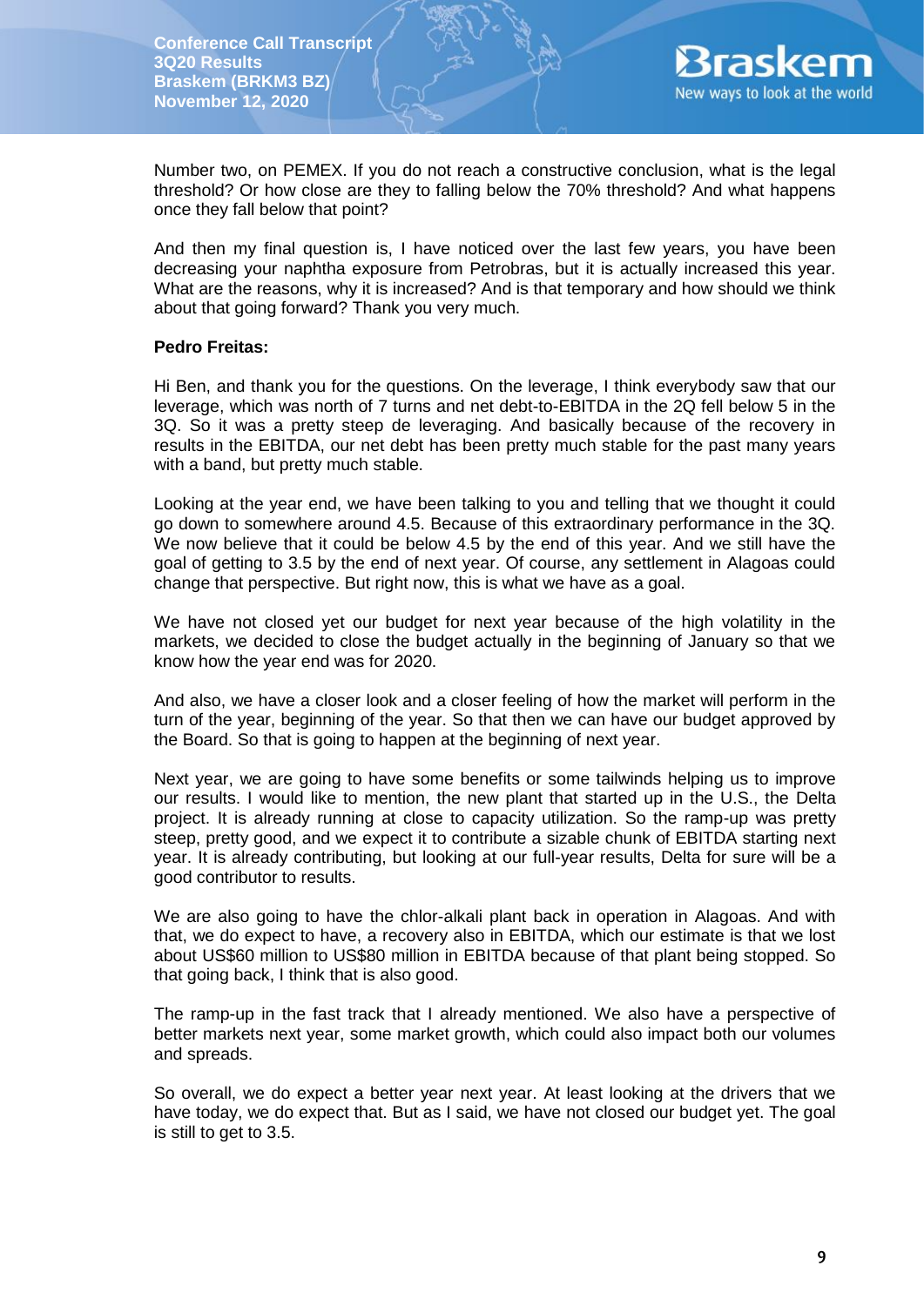Number two, on PEMEX. If you do not reach a constructive conclusion, what is the legal threshold? Or how close are they to falling below the 70% threshold? And what happens once they fall below that point?

And then my final question is, I have noticed over the last few years, you have been decreasing your naphtha exposure from Petrobras, but it is actually increased this year. What are the reasons, why it is increased? And is that temporary and how should we think about that going forward? Thank you very much.

**Pedro Freitas:**

Hi Ben, and thank you for the questions. On the leverage, I think everybody saw that our leverage, which was north of 7 turns and net debt-to-EBITDA in the 2Q fell below 5 in the 3Q. So it was a pretty steep de leveraging. And basically because of the recovery in results in the EBITDA, our net debt has been pretty much stable for the past many years with a band, but pretty much stable.

Looking at the year end, we have been talking to you and telling that we thought it could go down to somewhere around 4.5. Because of this extraordinary performance in the 3Q. We now believe that it could be below 4.5 by the end of this year. And we still have the goal of getting to 3.5 by the end of next year. Of course, any settlement in Alagoas could change that perspective. But right now, this is what we have as a goal.

We have not closed yet our budget for next year because of the high volatility in the markets, we decided to close the budget actually in the beginning of January so that we know how the year end was for 2020.

And also, we have a closer look and a closer feeling of how the market will perform in the turn of the year, beginning of the year. So that then we can have our budget approved by the Board. So that is going to happen at the beginning of next year.

Next year, we are going to have some benefits or some tailwinds helping us to improve our results. I would like to mention, the new plant that started up in the U.S., the Delta project. It is already running at close to capacity utilization. So the ramp-up was pretty steep, pretty good, and we expect it to contribute a sizable chunk of EBITDA starting next year. It is already contributing, but looking at our full-year results, Delta for sure will be a good contributor to results.

We are also going to have the chlor-alkali plant back in operation in Alagoas. And with that, we do expect to have, a recovery also in EBITDA, which our estimate is that we lost about US$60 million to US$80 million in EBITDA because of that plant being stopped. So that going back, I think that is also good.

The ramp-up in the fast track that I already mentioned. We also have a perspective of better markets next year, some market growth, which could also impact both our volumes and spreads.

So overall, we do expect a better year next year. At least looking at the drivers that we have today, we do expect that. But as I said, we have not closed our budget yet. The goal is still to get to 3.5.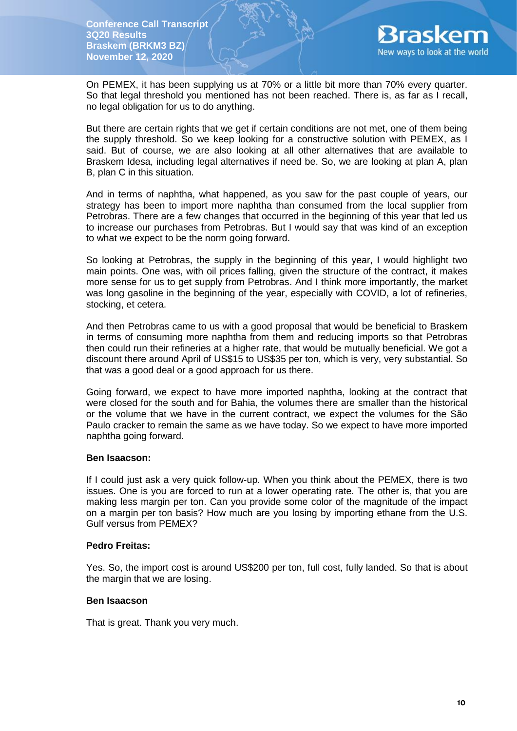On PEMEX, it has been supplying us at 70% or a little bit more than 70% every quarter. So that legal threshold you mentioned has not been reached. There is, as far as I recall, no legal obligation for us to do anything.

But there are certain rights that we get if certain conditions are not met, one of them being the supply threshold. So we keep looking for a constructive solution with PEMEX, as I said. But of course, we are also looking at all other alternatives that are available to Braskem Idesa, including legal alternatives if need be. So, we are looking at plan A, plan B, plan C in this situation.

And in terms of naphtha, what happened, as you saw for the past couple of years, our strategy has been to import more naphtha than consumed from the local supplier from Petrobras. There are a few changes that occurred in the beginning of this year that led us to increase our purchases from Petrobras. But I would say that was kind of an exception to what we expect to be the norm going forward.

So looking at Petrobras, the supply in the beginning of this year, I would highlight two main points. One was, with oil prices falling, given the structure of the contract, it makes more sense for us to get supply from Petrobras. And I think more importantly, the market was long gasoline in the beginning of the year, especially with COVID, a lot of refineries, stocking, et cetera.

And then Petrobras came to us with a good proposal that would be beneficial to Braskem in terms of consuming more naphtha from them and reducing imports so that Petrobras then could run their refineries at a higher rate, that would be mutually beneficial. We got a discount there around April of US$15 to US$35 per ton, which is very, very substantial. So that was a good deal or a good approach for us there.

Going forward, we expect to have more imported naphtha, looking at the contract that were closed for the south and for Bahia, the volumes there are smaller than the historical or the volume that we have in the current contract, we expect the volumes for the São Paulo cracker to remain the same as we have today. So we expect to have more imported naphtha going forward.

**Ben Isaacson:**

If I could just ask a very quick follow-up. When you think about the PEMEX, there is two issues. One is you are forced to run at a lower operating rate. The other is, that you are making less margin per ton. Can you provide some color of the magnitude of the impact on a margin per ton basis? How much are you losing by importing ethane from the U.S. Gulf versus from PEMEX?

**Pedro Freitas:**

Yes. So, the import cost is around US$200 per ton, full cost, fully landed. So that is about the margin that we are losing.

**Ben Isaacson**

That is great. Thank you very much.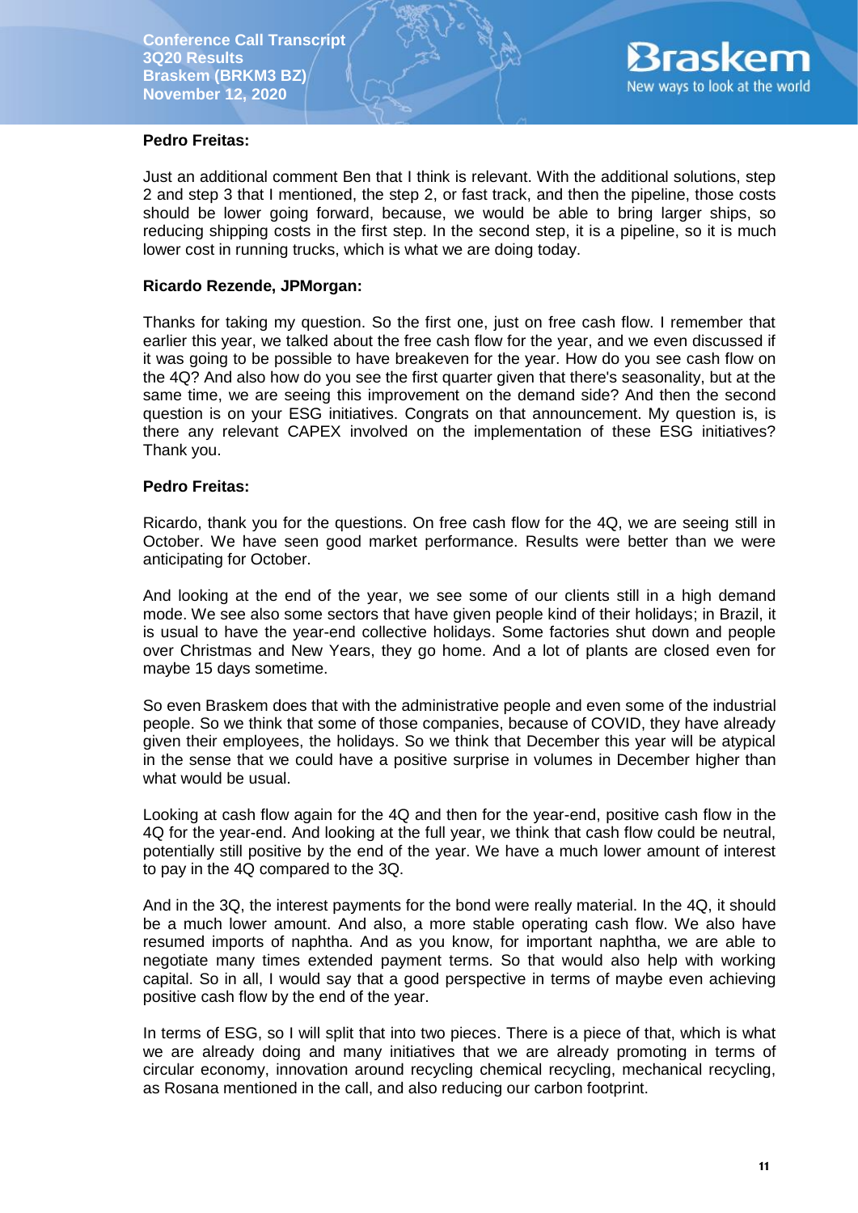**Pedro Freitas:**

Just an additional comment Ben that I think is relevant. With the additional solutions, step 2 and step 3 that I mentioned, the step 2, or fast track, and then the pipeline, those costs should be lower going forward, because, we would be able to bring larger ships, so reducing shipping costs in the first step. In the second step, it is a pipeline, so it is much lower cost in running trucks, which is what we are doing today.

**Ricardo Rezende, JPMorgan:**

Thanks for taking my question. So the first one, just on free cash flow. I remember that earlier this year, we talked about the free cash flow for the year, and we even discussed if it was going to be possible to have breakeven for the year. How do you see cash flow on the 4Q? And also how do you see the first quarter given that there's seasonality, but at the same time, we are seeing this improvement on the demand side? And then the second question is on your ESG initiatives. Congrats on that announcement. My question is, is there any relevant CAPEX involved on the implementation of these ESG initiatives? Thank you.

**Pedro Freitas:**

Ricardo, thank you for the questions. On free cash flow for the 4Q, we are seeing still in October. We have seen good market performance. Results were better than we were anticipating for October.

And looking at the end of the year, we see some of our clients still in a high demand mode. We see also some sectors that have given people kind of their holidays; in Brazil, it is usual to have the year-end collective holidays. Some factories shut down and people over Christmas and New Years, they go home. And a lot of plants are closed even for maybe 15 days sometime.

So even Braskem does that with the administrative people and even some of the industrial people. So we think that some of those companies, because of COVID, they have already given their employees, the holidays. So we think that December this year will be atypical in the sense that we could have a positive surprise in volumes in December higher than what would be usual.

Looking at cash flow again for the 4Q and then for the year-end, positive cash flow in the 4Q for the year-end. And looking at the full year, we think that cash flow could be neutral, potentially still positive by the end of the year. We have a much lower amount of interest to pay in the 4Q compared to the 3Q.

And in the 3Q, the interest payments for the bond were really material. In the 4Q, it should be a much lower amount. And also, a more stable operating cash flow. We also have resumed imports of naphtha. And as you know, for important naphtha, we are able to negotiate many times extended payment terms. So that would also help with working capital. So in all, I would say that a good perspective in terms of maybe even achieving positive cash flow by the end of the year.

In terms of ESG, so I will split that into two pieces. There is a piece of that, which is what we are already doing and many initiatives that we are already promoting in terms of circular economy, innovation around recycling chemical recycling, mechanical recycling, as Rosana mentioned in the call, and also reducing our carbon footprint.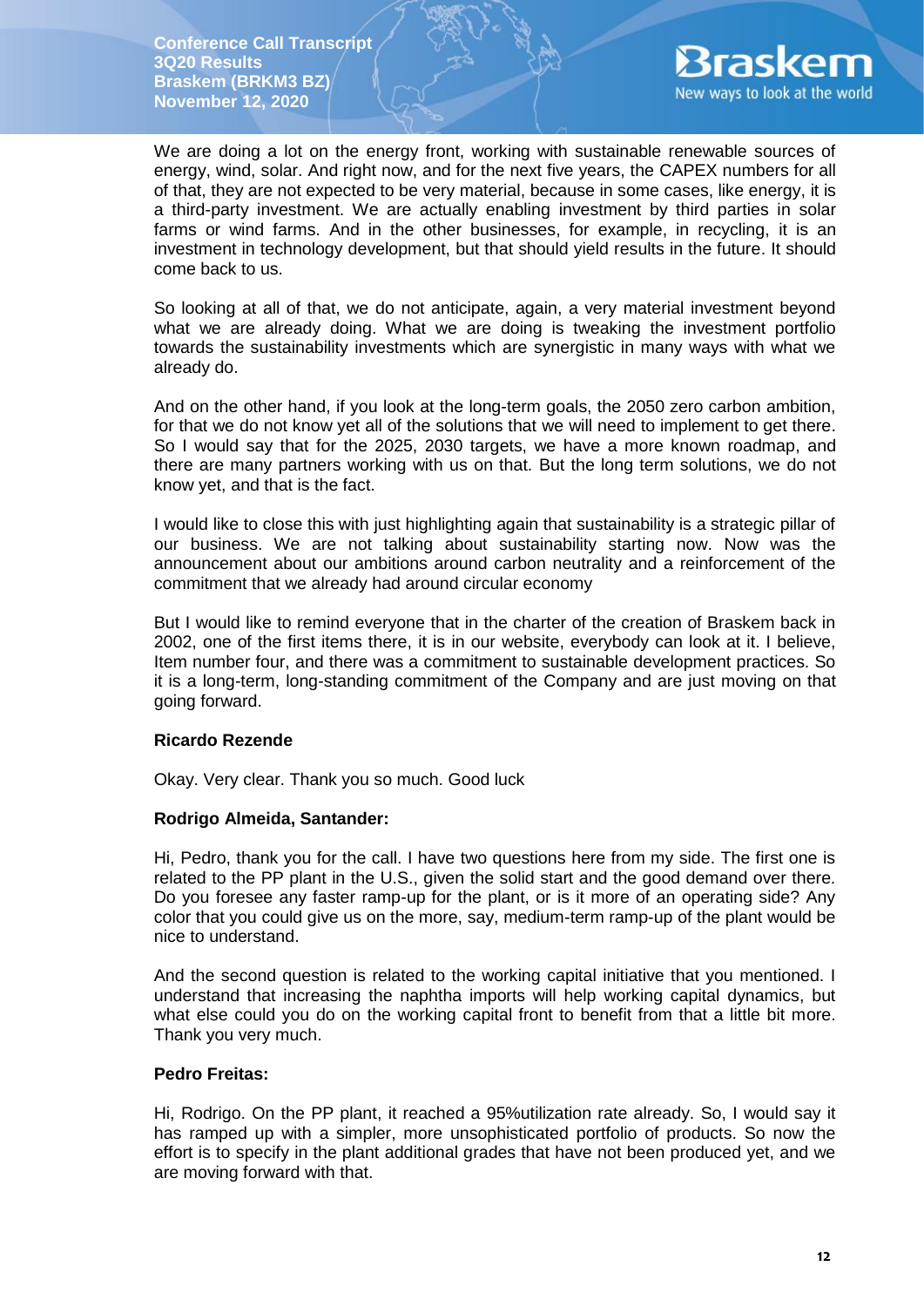We are doing a lot on the energy front, working with sustainable renewable sources of energy, wind, solar. And right now, and for the next five years, the CAPEX numbers for all of that, they are not expected to be very material, because in some cases, like energy, it is a third-party investment. We are actually enabling investment by third parties in solar farms or wind farms. And in the other businesses, for example, in recycling, it is an investment in technology development, but that should yield results in the future. It should come back to us.

So looking at all of that, we do not anticipate, again, a very material investment beyond what we are already doing. What we are doing is tweaking the investment portfolio towards the sustainability investments which are synergistic in many ways with what we already do.

And on the other hand, if you look at the long-term goals, the 2050 zero carbon ambition, for that we do not know yet all of the solutions that we will need to implement to get there. So I would say that for the 2025, 2030 targets, we have a more known roadmap, and there are many partners working with us on that. But the long term solutions, we do not know yet, and that is the fact.

I would like to close this with just highlighting again that sustainability is a strategic pillar of our business. We are not talking about sustainability starting now. Now was the announcement about our ambitions around carbon neutrality and a reinforcement of the commitment that we already had around circular economy

But I would like to remind everyone that in the charter of the creation of Braskem back in 2002, one of the first items there, it is in our website, everybody can look at it. I believe, Item number four, and there was a commitment to sustainable development practices. So it is a long-term, long-standing commitment of the Company and are just moving on that going forward.

**Ricardo Rezende**

Okay. Very clear. Thank you so much. Good luck

**Rodrigo Almeida, Santander:**

Hi, Pedro, thank you for the call. I have two questions here from my side. The first one is related to the PP plant in the U.S., given the solid start and the good demand over there. Do you foresee any faster ramp-up for the plant, or is it more of an operating side? Any color that you could give us on the more, say, medium-term ramp-up of the plant would be nice to understand.

And the second question is related to the working capital initiative that you mentioned. I understand that increasing the naphtha imports will help working capital dynamics, but what else could you do on the working capital front to benefit from that a little bit more. Thank you very much.

**Pedro Freitas:**

Hi, Rodrigo. On the PP plant, it reached a 95%utilization rate already. So, I would say it has ramped up with a simpler, more unsophisticated portfolio of products. So now the effort is to specify in the plant additional grades that have not been produced yet, and we are moving forward with that.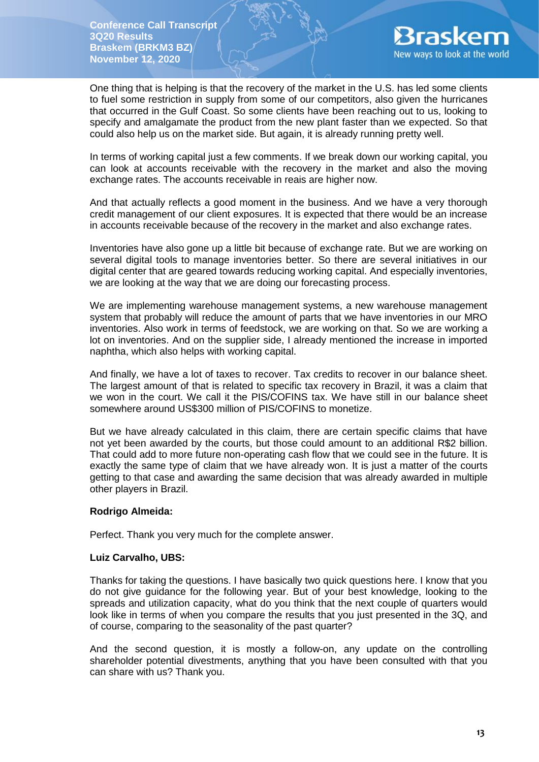One thing that is helping is that the recovery of the market in the U.S. has led some clients to fuel some restriction in supply from some of our competitors, also given the hurricanes that occurred in the Gulf Coast. So some clients have been reaching out to us, looking to specify and amalgamate the product from the new plant faster than we expected. So that could also help us on the market side. But again, it is already running pretty well.

In terms of working capital just a few comments. If we break down our working capital, you can look at accounts receivable with the recovery in the market and also the moving exchange rates. The accounts receivable in reais are higher now.

And that actually reflects a good moment in the business. And we have a very thorough credit management of our client exposures. It is expected that there would be an increase in accounts receivable because of the recovery in the market and also exchange rates.

Inventories have also gone up a little bit because of exchange rate. But we are working on several digital tools to manage inventories better. So there are several initiatives in our digital center that are geared towards reducing working capital. And especially inventories, we are looking at the way that we are doing our forecasting process.

We are implementing warehouse management systems, a new warehouse management system that probably will reduce the amount of parts that we have inventories in our MRO inventories. Also work in terms of feedstock, we are working on that. So we are working a lot on inventories. And on the supplier side, I already mentioned the increase in imported naphtha, which also helps with working capital.

And finally, we have a lot of taxes to recover. Tax credits to recover in our balance sheet. The largest amount of that is related to specific tax recovery in Brazil, it was a claim that we won in the court. We call it the PIS/COFINS tax. We have still in our balance sheet somewhere around US$300 million of PIS/COFINS to monetize.

But we have already calculated in this claim, there are certain specific claims that have not yet been awarded by the courts, but those could amount to an additional R$2 billion. That could add to more future non-operating cash flow that we could see in the future. It is exactly the same type of claim that we have already won. It is just a matter of the courts getting to that case and awarding the same decision that was already awarded in multiple other players in Brazil.

**Rodrigo Almeida:**

Perfect. Thank you very much for the complete answer.

**Luiz Carvalho, UBS:**

Thanks for taking the questions. I have basically two quick questions here. I know that you do not give guidance for the following year. But of your best knowledge, looking to the spreads and utilization capacity, what do you think that the next couple of quarters would look like in terms of when you compare the results that you just presented in the 3Q, and of course, comparing to the seasonality of the past quarter?

And the second question, it is mostly a follow-on, any update on the controlling shareholder potential divestments, anything that you have been consulted with that you can share with us? Thank you.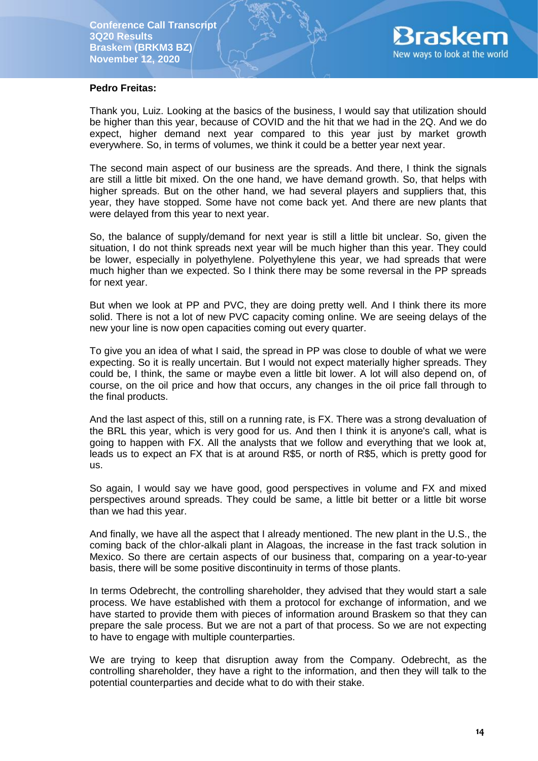**Pedro Freitas:**

Thank you, Luiz. Looking at the basics of the business, I would say that utilization should be higher than this year, because of COVID and the hit that we had in the 2Q. And we do expect, higher demand next year compared to this year just by market growth everywhere. So, in terms of volumes, we think it could be a better year next year.

The second main aspect of our business are the spreads. And there, I think the signals are still a little bit mixed. On the one hand, we have demand growth. So, that helps with higher spreads. But on the other hand, we had several players and suppliers that, this year, they have stopped. Some have not come back yet. And there are new plants that were delayed from this year to next year.

So, the balance of supply/demand for next year is still a little bit unclear. So, given the situation, I do not think spreads next year will be much higher than this year. They could be lower, especially in polyethylene. Polyethylene this year, we had spreads that were much higher than we expected. So I think there may be some reversal in the PP spreads for next year.

But when we look at PP and PVC, they are doing pretty well. And I think there its more solid. There is not a lot of new PVC capacity coming online. We are seeing delays of the new your line is now open capacities coming out every quarter.

To give you an idea of what I said, the spread in PP was close to double of what we were expecting. So it is really uncertain. But I would not expect materially higher spreads. They could be, I think, the same or maybe even a little bit lower. A lot will also depend on, of course, on the oil price and how that occurs, any changes in the oil price fall through to the final products.

And the last aspect of this, still on a running rate, is FX. There was a strong devaluation of the BRL this year, which is very good for us. And then I think it is anyone's call, what is going to happen with FX. All the analysts that we follow and everything that we look at, leads us to expect an FX that is at around R$5, or north of R$5, which is pretty good for us.

So again, I would say we have good, good perspectives in volume and FX and mixed perspectives around spreads. They could be same, a little bit better or a little bit worse than we had this year.

And finally, we have all the aspect that I already mentioned. The new plant in the U.S., the coming back of the chlor-alkali plant in Alagoas, the increase in the fast track solution in Mexico. So there are certain aspects of our business that, comparing on a year-to-year basis, there will be some positive discontinuity in terms of those plants.

In terms Odebrecht, the controlling shareholder, they advised that they would start a sale process. We have established with them a protocol for exchange of information, and we have started to provide them with pieces of information around Braskem so that they can prepare the sale process. But we are not a part of that process. So we are not expecting to have to engage with multiple counterparties.

We are trying to keep that disruption away from the Company. Odebrecht, as the controlling shareholder, they have a right to the information, and then they will talk to the potential counterparties and decide what to do with their stake.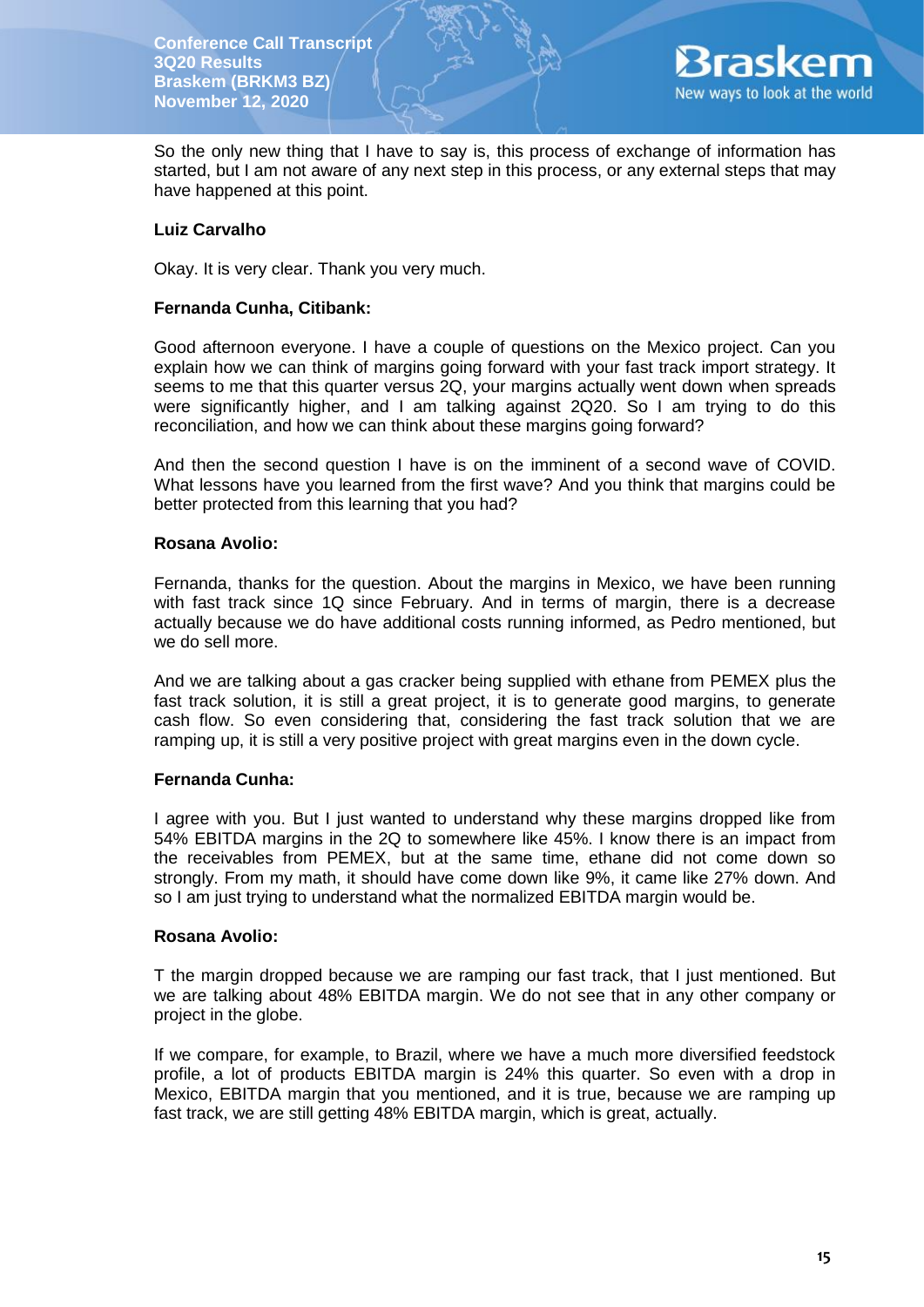So the only new thing that I have to say is, this process of exchange of information has started, but I am not aware of any next step in this process, or any external steps that may have happened at this point.

**Luiz Carvalho**

Okay. It is very clear. Thank you very much.

**Fernanda Cunha, Citibank:**

Good afternoon everyone. I have a couple of questions on the Mexico project. Can you explain how we can think of margins going forward with your fast track import strategy. It seems to me that this quarter versus 2Q, your margins actually went down when spreads were significantly higher, and I am talking against 2Q20. So I am trying to do this reconciliation, and how we can think about these margins going forward?

And then the second question I have is on the imminent of a second wave of COVID. What lessons have you learned from the first wave? And you think that margins could be better protected from this learning that you had?

**Rosana Avolio:**

Fernanda, thanks for the question. About the margins in Mexico, we have been running with fast track since 1Q since February. And in terms of margin, there is a decrease actually because we do have additional costs running informed, as Pedro mentioned, but we do sell more.

And we are talking about a gas cracker being supplied with ethane from PEMEX plus the fast track solution, it is still a great project, it is to generate good margins, to generate cash flow. So even considering that, considering the fast track solution that we are ramping up, it is still a very positive project with great margins even in the down cycle.

**Fernanda Cunha:**

I agree with you. But I just wanted to understand why these margins dropped like from 54% EBITDA margins in the 2Q to somewhere like 45%. I know there is an impact from the receivables from PEMEX, but at the same time, ethane did not come down so strongly. From my math, it should have come down like 9%, it came like 27% down. And so I am just trying to understand what the normalized EBITDA margin would be.

**Rosana Avolio:**

T the margin dropped because we are ramping our fast track, that I just mentioned. But we are talking about 48% EBITDA margin. We do not see that in any other company or project in the globe.

If we compare, for example, to Brazil, where we have a much more diversified feedstock profile, a lot of products EBITDA margin is 24% this quarter. So even with a drop in Mexico, EBITDA margin that you mentioned, and it is true, because we are ramping up fast track, we are still getting 48% EBITDA margin, which is great, actually.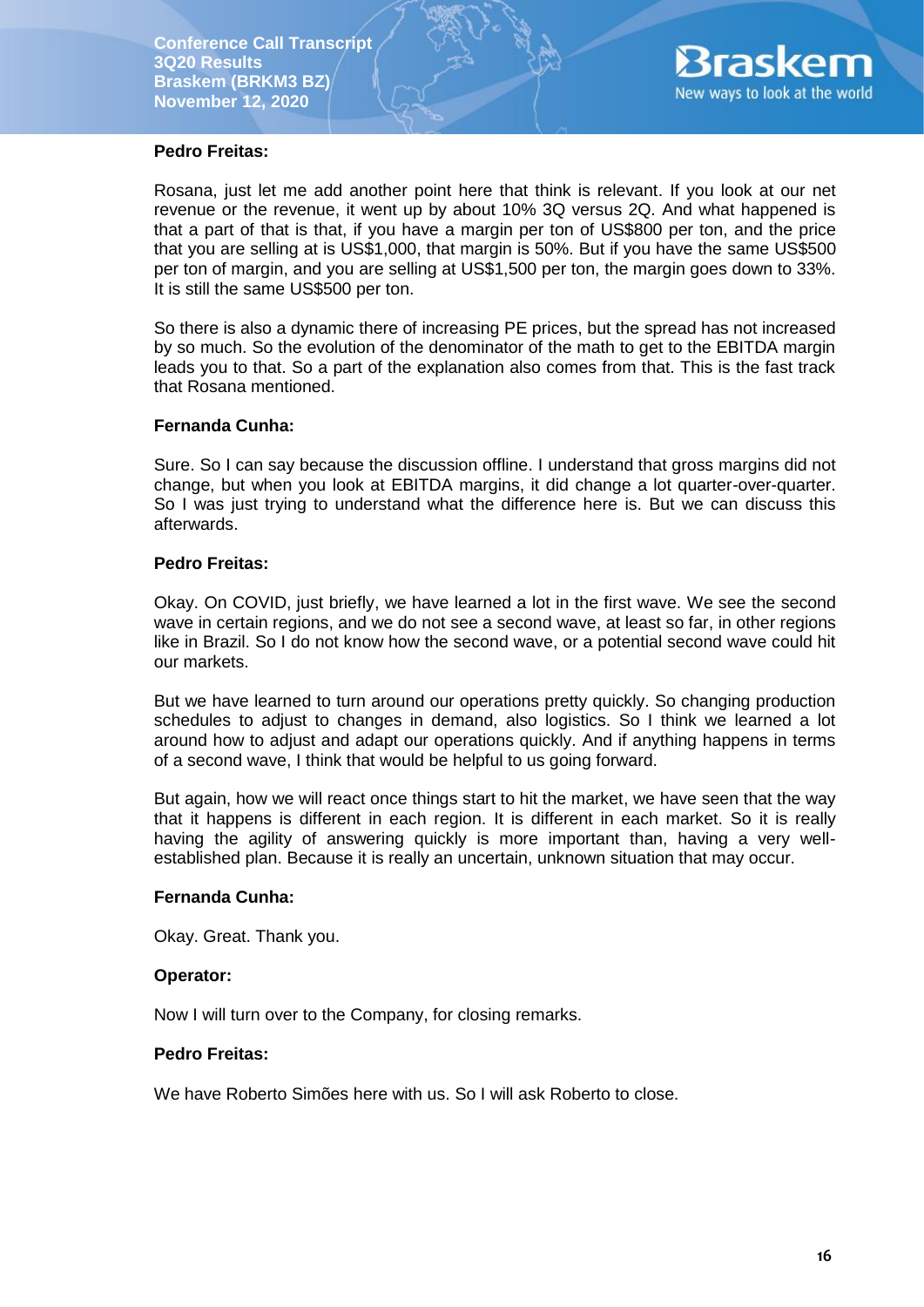**Pedro Freitas:**

Rosana, just let me add another point here that think is relevant. If you look at our net revenue or the revenue, it went up by about 10% 3Q versus 2Q. And what happened is that a part of that is that, if you have a margin per ton of US$800 per ton, and the price that you are selling at is US$1,000, that margin is 50%. But if you have the same US$500 per ton of margin, and you are selling at US$1,500 per ton, the margin goes down to 33%. It is still the same US$500 per ton.

So there is also a dynamic there of increasing PE prices, but the spread has not increased by so much. So the evolution of the denominator of the math to get to the EBITDA margin leads you to that. So a part of the explanation also comes from that. This is the fast track that Rosana mentioned.

**Fernanda Cunha:**

Sure. So I can say because the discussion offline. I understand that gross margins did not change, but when you look at EBITDA margins, it did change a lot quarter-over-quarter. So I was just trying to understand what the difference here is. But we can discuss this afterwards.

**Pedro Freitas:**

Okay. On COVID, just briefly, we have learned a lot in the first wave. We see the second wave in certain regions, and we do not see a second wave, at least so far, in other regions like in Brazil. So I do not know how the second wave, or a potential second wave could hit our markets.

But we have learned to turn around our operations pretty quickly. So changing production schedules to adjust to changes in demand, also logistics. So I think we learned a lot around how to adjust and adapt our operations quickly. And if anything happens in terms of a second wave, I think that would be helpful to us going forward.

But again, how we will react once things start to hit the market, we have seen that the way that it happens is different in each region. It is different in each market. So it is really having the agility of answering quickly is more important than, having a very well-established plan. Because it is really an uncertain, unknown situation that may occur.

**Fernanda Cunha:**

Okay. Great. Thank you.

**Operator:**

Now I will turn over to the Company, for closing remarks.

**Pedro Freitas:**

We have Roberto Simões here with us. So I will ask Roberto to close.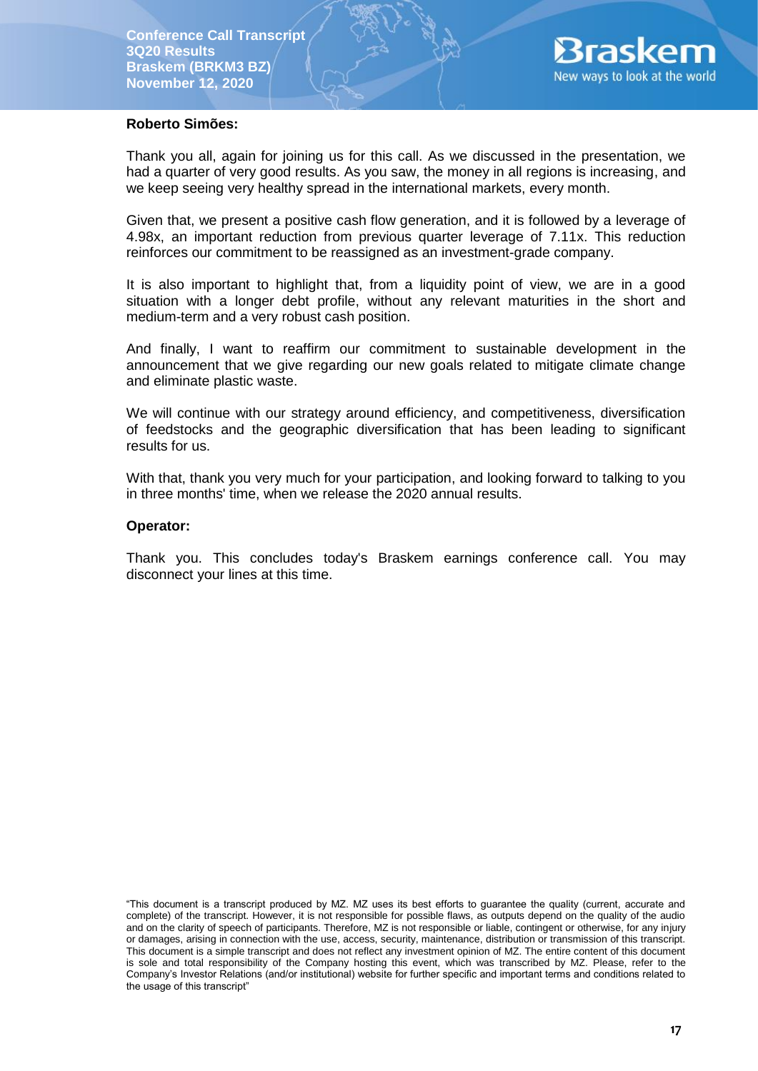**Roberto Simões:**

Thank you all, again for joining us for this call. As we discussed in the presentation, we had a quarter of very good results. As you saw, the money in all regions is increasing, and we keep seeing very healthy spread in the international markets, every month.

Given that, we present a positive cash flow generation, and it is followed by a leverage of 4.98x, an important reduction from previous quarter leverage of 7.11x. This reduction reinforces our commitment to be reassigned as an investment-grade company.

It is also important to highlight that, from a liquidity point of view, we are in a good situation with a longer debt profile, without any relevant maturities in the short and medium-term and a very robust cash position.

And finally, I want to reaffirm our commitment to sustainable development in the announcement that we give regarding our new goals related to mitigate climate change and eliminate plastic waste.

We will continue with our strategy around efficiency, and competitiveness, diversification of feedstocks and the geographic diversification that has been leading to significant results for us.

With that, thank you very much for your participation, and looking forward to talking to you in three months' time, when we release the 2020 annual results.

**Operator:**

Thank you. This concludes today's Braskem earnings conference call. You may disconnect your lines at this time.

"This document is a transcript produced by MZ. MZ uses its best efforts to guarantee the quality (current, accurate and complete) of the transcript. However, it is not responsible for possible flaws, as outputs depend on the quality of the audio and on the clarity of speech of participants. Therefore, MZ is not responsible or liable, contingent or otherwise, for any injury or damages, arising in connection with the use, access, security, maintenance, distribution or transmission of this transcript. This document is a simple transcript and does not reflect any investment opinion of MZ. The entire content of this document is sole and total responsibility of the Company hosting this event, which was transcribed by MZ. Please, refer to the Company's Investor Relations (and/or institutional) website for further specific and important terms and conditions related to the usage of this transcript"